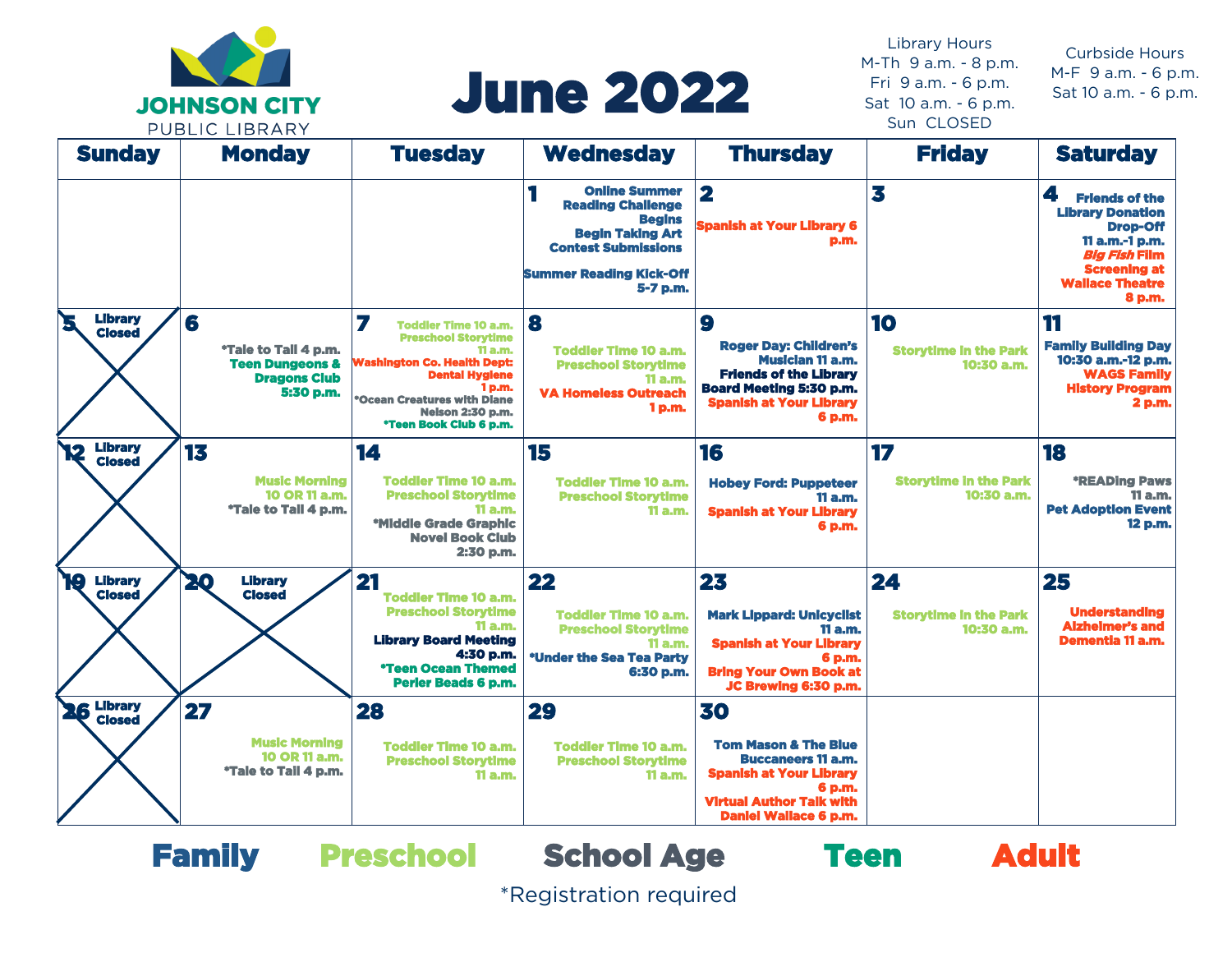JOHNSON CITY PUBLIC LIBRARY

# June 2022

Library Hours
M-Th 9 a.m. - 8 p.m.
Fri 9 a.m. - 6 p.m.
Sat 10 a.m. - 6 p.m.
Sun CLOSED

Curbside Hours
M-F 9 a.m. - 6 p.m.
Sat 10 a.m. - 6 p.m.

| Sunday | Monday | Tuesday | Wednesday | Thursday | Friday | Saturday |
|---|---|---|---|---|---|---|
| | | | 1 Online Summer Reading Challenge Begins<br>Begin Taking Art Contest Submissions<br>Summer Reading Kick-Off 5-7 p.m. | 2 Spanish at Your Library 6 p.m. | 3 | 4 Friends of the Library Donation Drop-Off 11 a.m.-1 p.m.<br>*Big Fish* Film Screening at Wallace Theatre 8 p.m. |
| 5 Library Closed | 6 *Tale to Tail 4 p.m.<br>Teen Dungeons & Dragons Club 5:30 p.m. | 7 Toddler Time 10 a.m.<br>Preschool Storytime 11 a.m.<br>Washington Co. Health Dept: Dental Hygiene 1 p.m.<br>*Ocean Creatures with Diane Nelson 2:30 p.m.<br>*Teen Book Club 6 p.m. | 8 Toddler Time 10 a.m.<br>Preschool Storytime 11 a.m.<br>VA Homeless Outreach 1 p.m. | 9 Roger Day: Children's Musician 11 a.m.<br>Friends of the Library Board Meeting 5:30 p.m.<br>Spanish at Your Library 6 p.m. | 10 Storytime in the Park 10:30 a.m. | 11 Family Building Day 10:30 a.m.-12 p.m.<br>WAGS Family History Program 2 p.m. |
| 12 Library Closed | 13 Music Morning 10 OR 11 a.m.<br>*Tale to Tail 4 p.m. | 14 Toddler Time 10 a.m.<br>Preschool Storytime 11 a.m.<br>*Middle Grade Graphic Novel Book Club 2:30 p.m. | 15 Toddler Time 10 a.m.<br>Preschool Storytime 11 a.m. | 16 Hobey Ford: Puppeteer 11 a.m.<br>Spanish at Your Library 6 p.m. | 17 Storytime in the Park 10:30 a.m. | 18 *READing Paws 11 a.m.<br>Pet Adoption Event 12 p.m. |
| 19 Library Closed | 20 Library Closed | 21 Toddler Time 10 a.m.<br>Preschool Storytime 11 a.m.<br>Library Board Meeting 4:30 p.m.<br>*Teen Ocean Themed Perler Beads 6 p.m. | 22 Toddler Time 10 a.m.<br>Preschool Storytime 11 a.m.<br>*Under the Sea Tea Party 6:30 p.m. | 23 Mark Lippard: Unicyclist 11 a.m.<br>Spanish at Your Library 6 p.m.<br>Bring Your Own Book at JC Brewing 6:30 p.m. | 24 Storytime in the Park 10:30 a.m. | 25 Understanding Alzheimer's and Dementia 11 a.m. |
| 26 Library Closed | 27 Music Morning 10 OR 11 a.m.<br>*Tale to Tail 4 p.m. | 28 Toddler Time 10 a.m.<br>Preschool Storytime 11 a.m. | 29 Toddler Time 10 a.m.<br>Preschool Storytime 11 a.m. | 30 Tom Mason & The Blue Buccaneers 11 a.m.<br>Spanish at Your Library 6 p.m.<br>Virtual Author Talk with Daniel Wallace 6 p.m. | | |

**Family** **Preschool** **School Age** **Teen** **Adult**

*Registration required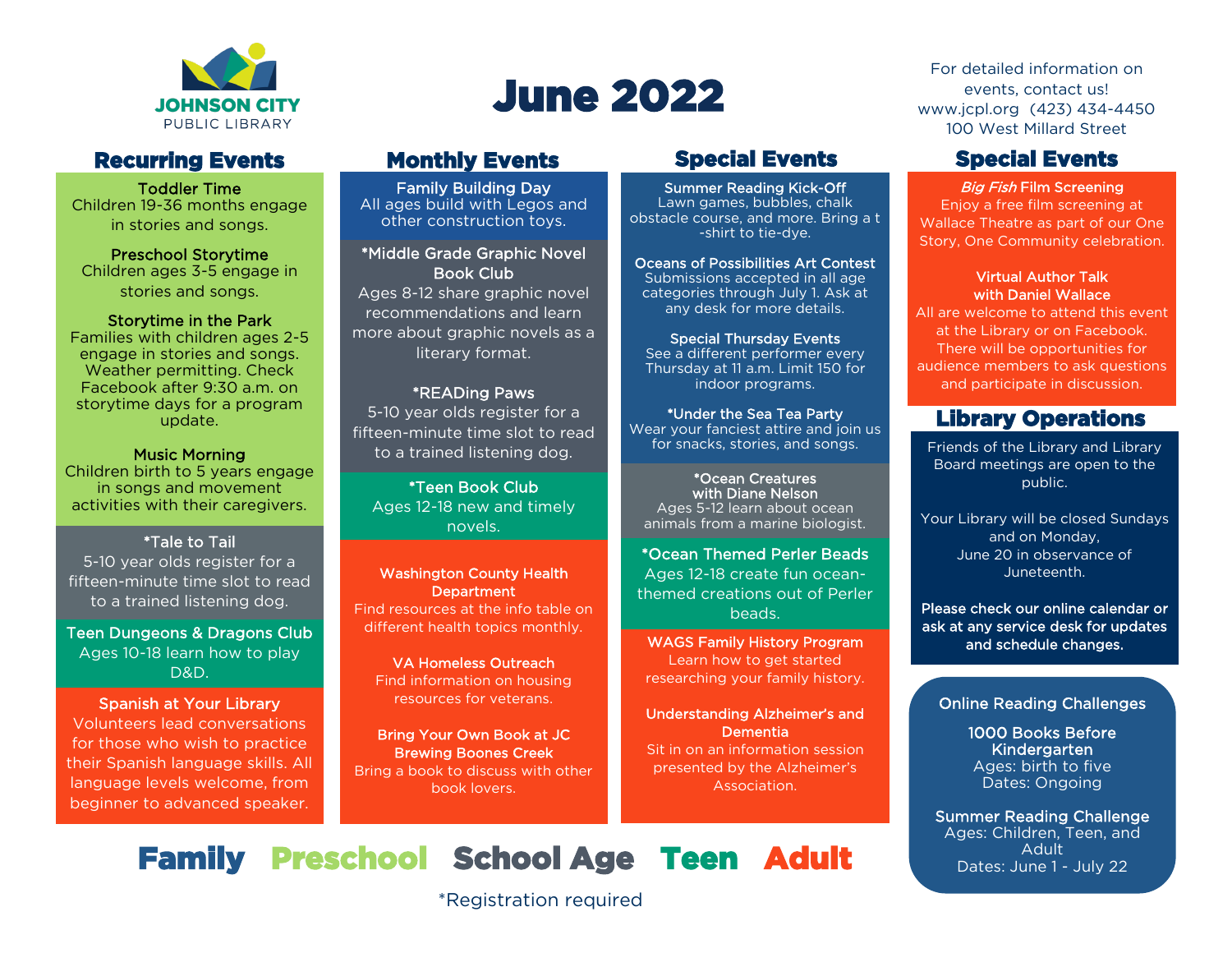JOHNSON CITY PUBLIC LIBRARY

# June 2022

For detailed information on events, contact us!
www.jcpl.org (423) 434-4450
100 West Millard Street

## Recurring Events

**Toddler Time**
Children 19-36 months engage in stories and songs.

**Preschool Storytime**
Children ages 3-5 engage in stories and songs.

**Storytime in the Park**
Families with children ages 2-5 engage in stories and songs. Weather permitting. Check Facebook after 9:30 a.m. on storytime days for a program update.

**Music Morning**
Children birth to 5 years engage in songs and movement activities with their caregivers.

***Tale to Tail**
5-10 year olds register for a fifteen-minute time slot to read to a trained listening dog.

**Teen Dungeons & Dragons Club**
Ages 10-18 learn how to play D&D.

**Spanish at Your Library**
Volunteers lead conversations for those who wish to practice their Spanish language skills. All language levels welcome, from beginner to advanced speaker.

## Monthly Events

**Family Building Day**
All ages build with Legos and other construction toys.

***Middle Grade Graphic Novel Book Club**
Ages 8-12 share graphic novel recommendations and learn more about graphic novels as a literary format.

***READing Paws**
5-10 year olds register for a fifteen-minute time slot to read to a trained listening dog.

***Teen Book Club**
Ages 12-18 new and timely novels.

**Washington County Health Department**
Find resources at the info table on different health topics monthly.

**VA Homeless Outreach**
Find information on housing resources for veterans.

**Bring Your Own Book at JC Brewing Boones Creek**
Bring a book to discuss with other book lovers.

## Special Events

**Summer Reading Kick-Off**
Lawn games, bubbles, chalk obstacle course, and more. Bring a t-shirt to tie-dye.

**Oceans of Possibilities Art Contest**
Submissions accepted in all age categories through July 1. Ask at any desk for more details.

**Special Thursday Events**
See a different performer every Thursday at 11 a.m. Limit 150 for indoor programs.

***Under the Sea Tea Party**
Wear your fanciest attire and join us for snacks, stories, and songs.

***Ocean Creatures with Diane Nelson**
Ages 5-12 learn about ocean animals from a marine biologist.

***Ocean Themed Perler Beads**
Ages 12-18 create fun ocean-themed creations out of Perler beads.

**WAGS Family History Program**
Learn how to get started researching your family history.

**Understanding Alzheimer's and Dementia**
Sit in on an information session presented by the Alzheimer's Association.

## Special Events

***Big Fish* Film Screening**
Enjoy a free film screening at Wallace Theatre as part of our One Story, One Community celebration.

**Virtual Author Talk with Daniel Wallace**
All are welcome to attend this event at the Library or on Facebook. There will be opportunities for audience members to ask questions and participate in discussion.

## Library Operations

Friends of the Library and Library Board meetings are open to the public.

Your Library will be closed Sundays and on Monday, June 20 in observance of Juneteenth.

**Please check our online calendar or ask at any service desk for updates and schedule changes.**

**Online Reading Challenges**

**1000 Books Before Kindergarten**
Ages: birth to five
Dates: Ongoing

**Summer Reading Challenge**
Ages: Children, Teen, and Adult
Dates: June 1 - July 22

**Family** **Preschool** **School Age** **Teen** **Adult**

*Registration required